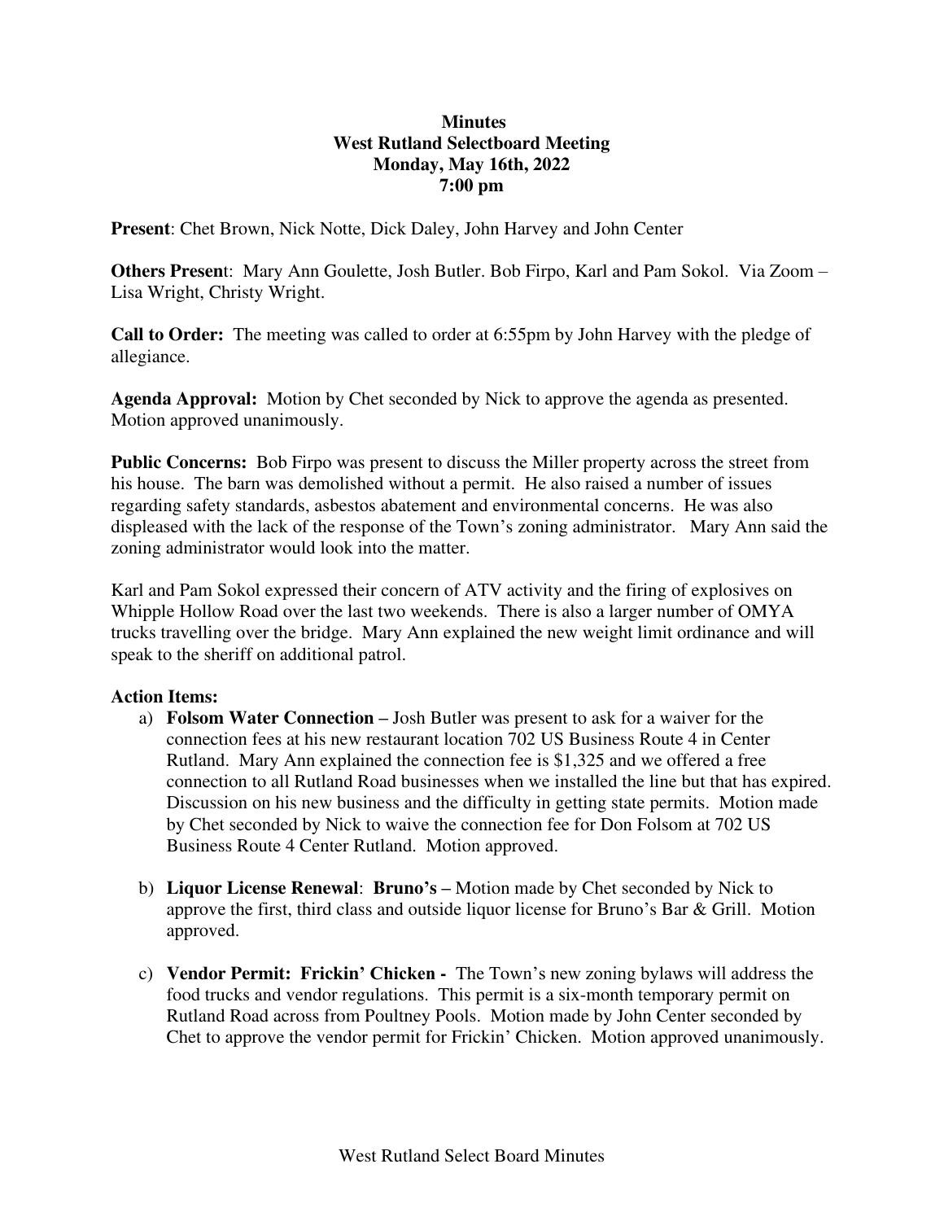**Minutes**
**West Rutland Selectboard Meeting**
**Monday, May 16th, 2022**
**7:00 pm**

**Present**: Chet Brown, Nick Notte, Dick Daley, John Harvey and John Center

**Others Present**: Mary Ann Goulette, Josh Butler. Bob Firpo, Karl and Pam Sokol. Via Zoom – Lisa Wright, Christy Wright.

**Call to Order:** The meeting was called to order at 6:55pm by John Harvey with the pledge of allegiance.

**Agenda Approval:** Motion by Chet seconded by Nick to approve the agenda as presented. Motion approved unanimously.

**Public Concerns:** Bob Firpo was present to discuss the Miller property across the street from his house. The barn was demolished without a permit. He also raised a number of issues regarding safety standards, asbestos abatement and environmental concerns. He was also displeased with the lack of the response of the Town's zoning administrator. Mary Ann said the zoning administrator would look into the matter.

Karl and Pam Sokol expressed their concern of ATV activity and the firing of explosives on Whipple Hollow Road over the last two weekends. There is also a larger number of OMYA trucks travelling over the bridge. Mary Ann explained the new weight limit ordinance and will speak to the sheriff on additional patrol.

**Action Items:**

a) **Folsom Water Connection –** Josh Butler was present to ask for a waiver for the connection fees at his new restaurant location 702 US Business Route 4 in Center Rutland. Mary Ann explained the connection fee is $1,325 and we offered a free connection to all Rutland Road businesses when we installed the line but that has expired. Discussion on his new business and the difficulty in getting state permits. Motion made by Chet seconded by Nick to waive the connection fee for Don Folsom at 702 US Business Route 4 Center Rutland. Motion approved.

b) **Liquor License Renewal**: **Bruno's –** Motion made by Chet seconded by Nick to approve the first, third class and outside liquor license for Bruno's Bar & Grill. Motion approved.

c) **Vendor Permit: Frickin' Chicken -** The Town's new zoning bylaws will address the food trucks and vendor regulations. This permit is a six-month temporary permit on Rutland Road across from Poultney Pools. Motion made by John Center seconded by Chet to approve the vendor permit for Frickin' Chicken. Motion approved unanimously.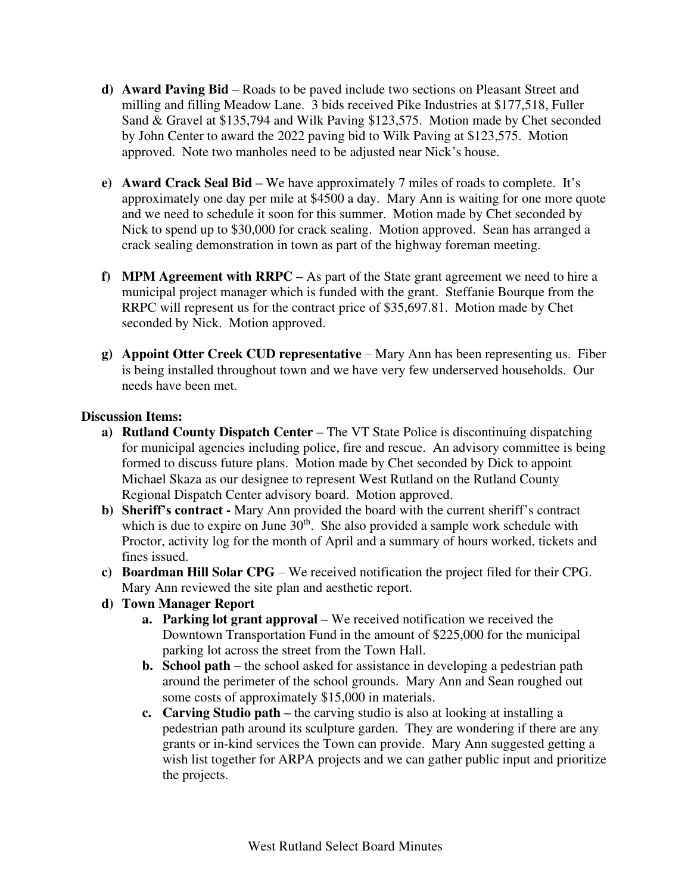- d) **Award Paving Bid** – Roads to be paved include two sections on Pleasant Street and milling and filling Meadow Lane. 3 bids received Pike Industries at $177,518, Fuller Sand & Gravel at $135,794 and Wilk Paving $123,575. Motion made by Chet seconded by John Center to award the 2022 paving bid to Wilk Paving at $123,575. Motion approved. Note two manholes need to be adjusted near Nick's house.

- e) **Award Crack Seal Bid –** We have approximately 7 miles of roads to complete. It's approximately one day per mile at $4500 a day. Mary Ann is waiting for one more quote and we need to schedule it soon for this summer. Motion made by Chet seconded by Nick to spend up to $30,000 for crack sealing. Motion approved. Sean has arranged a crack sealing demonstration in town as part of the highway foreman meeting.

- f) **MPM Agreement with RRPC –** As part of the State grant agreement we need to hire a municipal project manager which is funded with the grant. Steffanie Bourque from the RRPC will represent us for the contract price of $35,697.81. Motion made by Chet seconded by Nick. Motion approved.

- g) **Appoint Otter Creek CUD representative** – Mary Ann has been representing us. Fiber is being installed throughout town and we have very few underserved households. Our needs have been met.

**Discussion Items:**

- a) **Rutland County Dispatch Center –** The VT State Police is discontinuing dispatching for municipal agencies including police, fire and rescue. An advisory committee is being formed to discuss future plans. Motion made by Chet seconded by Dick to appoint Michael Skaza as our designee to represent West Rutland on the Rutland County Regional Dispatch Center advisory board. Motion approved.
- b) **Sheriff's contract -** Mary Ann provided the board with the current sheriff's contract which is due to expire on June 30th. She also provided a sample work schedule with Proctor, activity log for the month of April and a summary of hours worked, tickets and fines issued.
- c) **Boardman Hill Solar CPG** – We received notification the project filed for their CPG. Mary Ann reviewed the site plan and aesthetic report.
- d) **Town Manager Report**
  - a. **Parking lot grant approval –** We received notification we received the Downtown Transportation Fund in the amount of $225,000 for the municipal parking lot across the street from the Town Hall.
  - b. **School path** – the school asked for assistance in developing a pedestrian path around the perimeter of the school grounds. Mary Ann and Sean roughed out some costs of approximately $15,000 in materials.
  - c. **Carving Studio path –** the carving studio is also at looking at installing a pedestrian path around its sculpture garden. They are wondering if there are any grants or in-kind services the Town can provide. Mary Ann suggested getting a wish list together for ARPA projects and we can gather public input and prioritize the projects.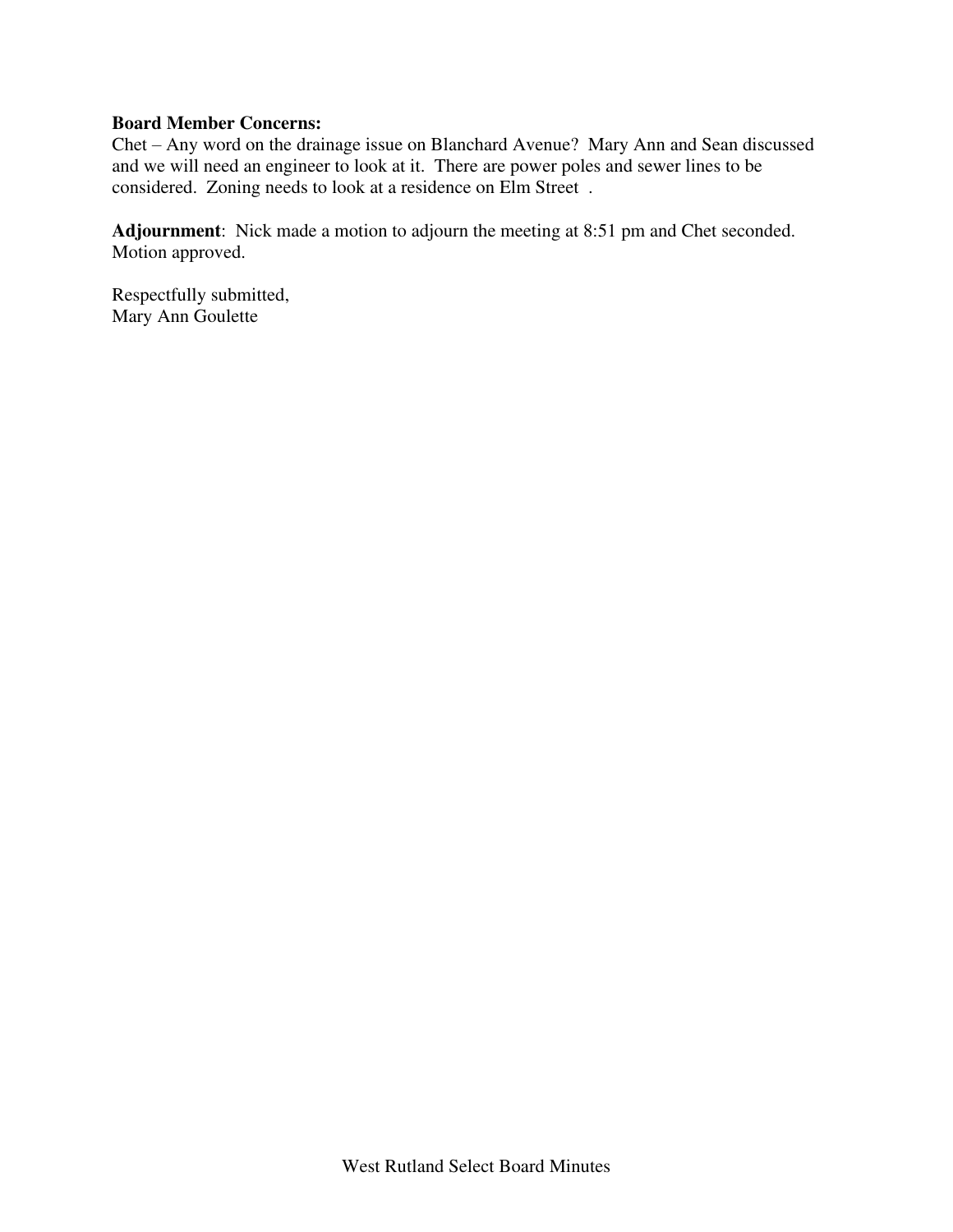**Board Member Concerns:**
Chet – Any word on the drainage issue on Blanchard Avenue? Mary Ann and Sean discussed and we will need an engineer to look at it. There are power poles and sewer lines to be considered. Zoning needs to look at a residence on Elm Street .

**Adjournment**: Nick made a motion to adjourn the meeting at 8:51 pm and Chet seconded. Motion approved.

Respectfully submitted,
Mary Ann Goulette